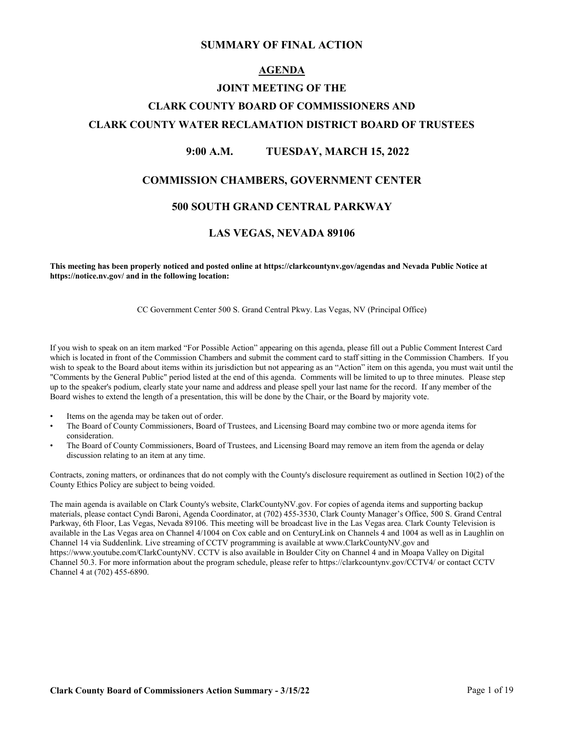# SUMMARY OF FINAL ACTION

## AGENDA

## JOINT MEETING OF THE

## CLARK COUNTY BOARD OF COMMISSIONERS AND

## CLARK COUNTY WATER RECLAMATION DISTRICT BOARD OF TRUSTEES

## 9:00 A.M. TUESDAY, MARCH 15, 2022

## COMMISSION CHAMBERS, GOVERNMENT CENTER

## 500 SOUTH GRAND CENTRAL PARKWAY

## LAS VEGAS, NEVADA 89106

**This meeting has been properly noticed and posted online at https://clarkcountynv.gov/agendas and Nevada Public Notice at https://notice.nv.gov/ and in the following location:**

CC Government Center 500 S. Grand Central Pkwy. Las Vegas, NV (Principal Office)

If you wish to speak on an item marked "For Possible Action" appearing on this agenda, please fill out a Public Comment Interest Card which is located in front of the Commission Chambers and submit the comment card to staff sitting in the Commission Chambers. If you wish to speak to the Board about items within its jurisdiction but not appearing as an "Action" item on this agenda, you must wait until the "Comments by the General Public" period listed at the end of this agenda. Comments will be limited to up to three minutes. Please step up to the speaker's podium, clearly state your name and address and please spell your last name for the record. If any member of the Board wishes to extend the length of a presentation, this will be done by the Chair, or the Board by majority vote.

- Items on the agenda may be taken out of order.
- The Board of County Commissioners, Board of Trustees, and Licensing Board may combine two or more agenda items for consideration.
- The Board of County Commissioners, Board of Trustees, and Licensing Board may remove an item from the agenda or delay discussion relating to an item at any time.

Contracts, zoning matters, or ordinances that do not comply with the County's disclosure requirement as outlined in Section 10(2) of the County Ethics Policy are subject to being voided.

The main agenda is available on Clark County's website, ClarkCountyNV.gov. For copies of agenda items and supporting backup materials, please contact Cyndi Baroni, Agenda Coordinator, at (702) 455-3530, Clark County Manager's Office, 500 S. Grand Central Parkway, 6th Floor, Las Vegas, Nevada 89106. This meeting will be broadcast live in the Las Vegas area. Clark County Television is available in the Las Vegas area on Channel 4/1004 on Cox cable and on CenturyLink on Channels 4 and 1004 as well as in Laughlin on Channel 14 via Suddenlink. Live streaming of CCTV programming is available at www.ClarkCountyNV.gov and https://www.youtube.com/ClarkCountyNV. CCTV is also available in Boulder City on Channel 4 and in Moapa Valley on Digital Channel 50.3. For more information about the program schedule, please refer to https://clarkcountynv.gov/CCTV4/ or contact CCTV Channel 4 at (702) 455-6890.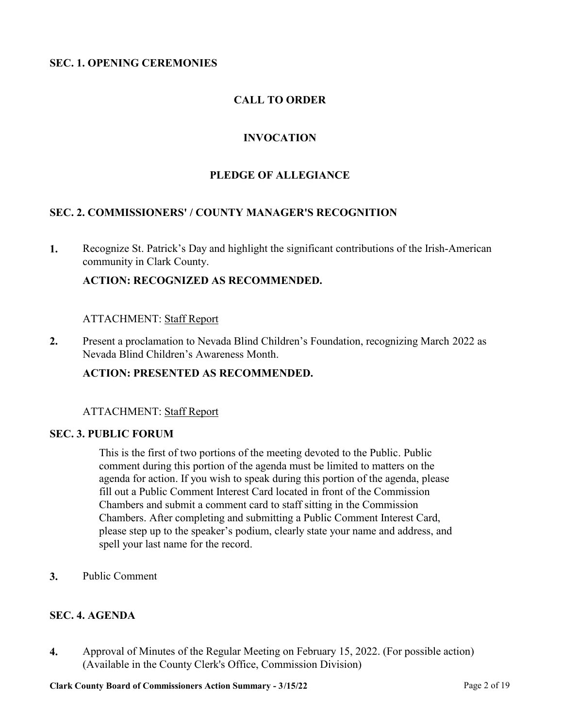## SEC. 1. OPENING CEREMONIES

### CALL TO ORDER

### INVOCATION

### PLEDGE OF ALLEGIANCE

## SEC. 2. COMMISSIONERS' / COUNTY MANAGER'S RECOGNITION

**1.** Recognize St. Patrick's Day and highlight the significant contributions of the Irish-American community in Clark County.

**ACTION: RECOGNIZED AS RECOMMENDED.**

ATTACHMENT: Staff Report

**2.** Present a proclamation to Nevada Blind Children's Foundation, recognizing March 2022 as Nevada Blind Children's Awareness Month.

**ACTION: PRESENTED AS RECOMMENDED.**

ATTACHMENT: Staff Report

## SEC. 3. PUBLIC FORUM

This is the first of two portions of the meeting devoted to the Public. Public comment during this portion of the agenda must be limited to matters on the agenda for action. If you wish to speak during this portion of the agenda, please fill out a Public Comment Interest Card located in front of the Commission Chambers and submit a comment card to staff sitting in the Commission Chambers. After completing and submitting a Public Comment Interest Card, please step up to the speaker's podium, clearly state your name and address, and spell your last name for the record.

**3.** Public Comment

## SEC. 4. AGENDA

**4.** Approval of Minutes of the Regular Meeting on February 15, 2022. (For possible action) (Available in the County Clerk's Office, Commission Division)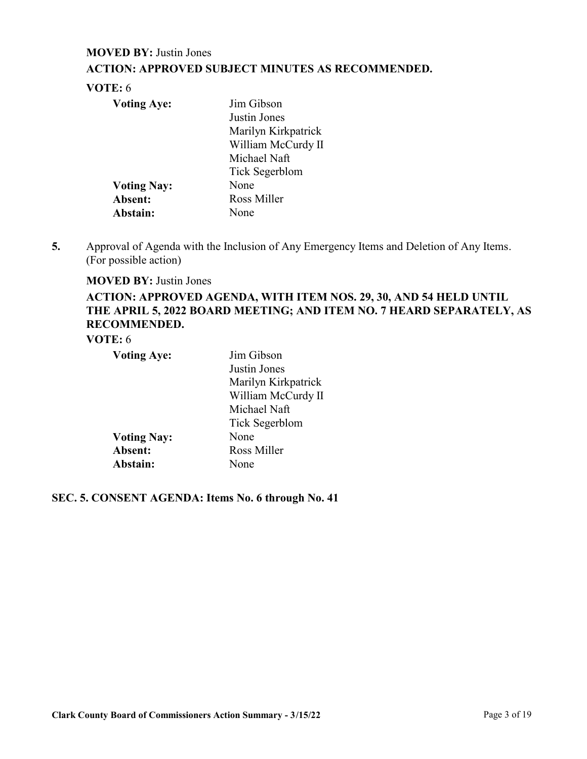**MOVED BY:** Justin Jones

**ACTION: APPROVED SUBJECT MINUTES AS RECOMMENDED.**

**VOTE:** 6

| | |
|---|---|
| **Voting Aye:** | Jim Gibson |
| | Justin Jones |
| | Marilyn Kirkpatrick |
| | William McCurdy II |
| | Michael Naft |
| | Tick Segerblom |
| **Voting Nay:** | None |
| **Absent:** | Ross Miller |
| **Abstain:** | None |

**5.** Approval of Agenda with the Inclusion of Any Emergency Items and Deletion of Any Items. (For possible action)

**MOVED BY:** Justin Jones

**ACTION: APPROVED AGENDA, WITH ITEM NOS. 29, 30, AND 54 HELD UNTIL THE APRIL 5, 2022 BOARD MEETING; AND ITEM NO. 7 HEARD SEPARATELY, AS RECOMMENDED.**

**VOTE:** 6

| | |
|---|---|
| **Voting Aye:** | Jim Gibson |
| | Justin Jones |
| | Marilyn Kirkpatrick |
| | William McCurdy II |
| | Michael Naft |
| | Tick Segerblom |
| **Voting Nay:** | None |
| **Absent:** | Ross Miller |
| **Abstain:** | None |

**SEC. 5. CONSENT AGENDA: Items No. 6 through No. 41**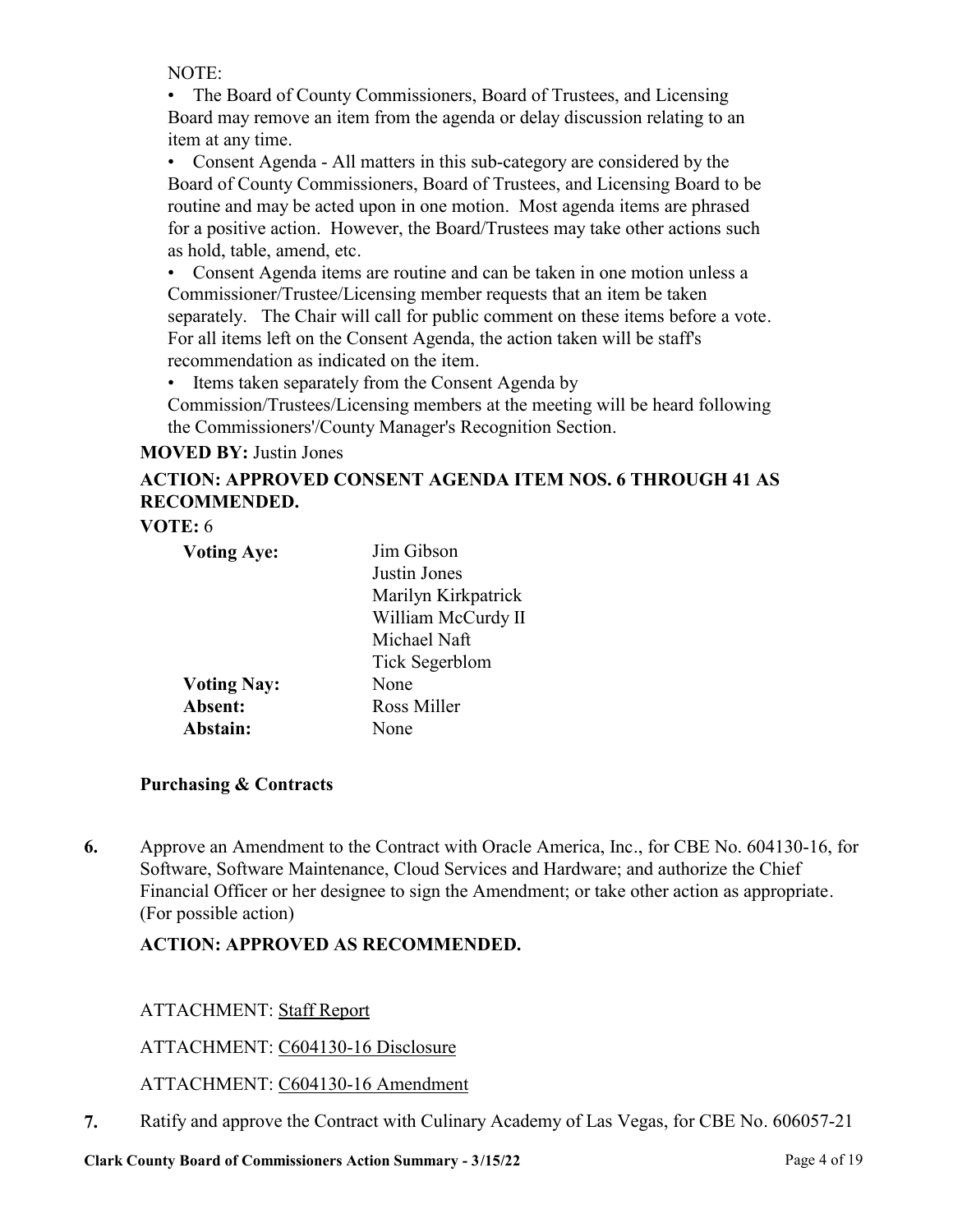NOTE:

- The Board of County Commissioners, Board of Trustees, and Licensing Board may remove an item from the agenda or delay discussion relating to an item at any time.
- Consent Agenda - All matters in this sub-category are considered by the Board of County Commissioners, Board of Trustees, and Licensing Board to be routine and may be acted upon in one motion. Most agenda items are phrased for a positive action. However, the Board/Trustees may take other actions such as hold, table, amend, etc.
- Consent Agenda items are routine and can be taken in one motion unless a Commissioner/Trustee/Licensing member requests that an item be taken separately. The Chair will call for public comment on these items before a vote. For all items left on the Consent Agenda, the action taken will be staff's recommendation as indicated on the item.
- Items taken separately from the Consent Agenda by Commission/Trustees/Licensing members at the meeting will be heard following the Commissioners'/County Manager's Recognition Section.

**MOVED BY:** Justin Jones

**ACTION: APPROVED CONSENT AGENDA ITEM NOS. 6 THROUGH 41 AS RECOMMENDED.**

**VOTE:** 6

| | |
|---|---|
| **Voting Aye:** | Jim Gibson<br>Justin Jones<br>Marilyn Kirkpatrick<br>William McCurdy II<br>Michael Naft<br>Tick Segerblom |
| **Voting Nay:** | None |
| **Absent:** | Ross Miller |
| **Abstain:** | None |

**Purchasing & Contracts**

**6.** Approve an Amendment to the Contract with Oracle America, Inc., for CBE No. 604130-16, for Software, Software Maintenance, Cloud Services and Hardware; and authorize the Chief Financial Officer or her designee to sign the Amendment; or take other action as appropriate. (For possible action)

**ACTION: APPROVED AS RECOMMENDED.**

ATTACHMENT: Staff Report

ATTACHMENT: C604130-16 Disclosure

ATTACHMENT: C604130-16 Amendment

**7.** Ratify and approve the Contract with Culinary Academy of Las Vegas, for CBE No. 606057-21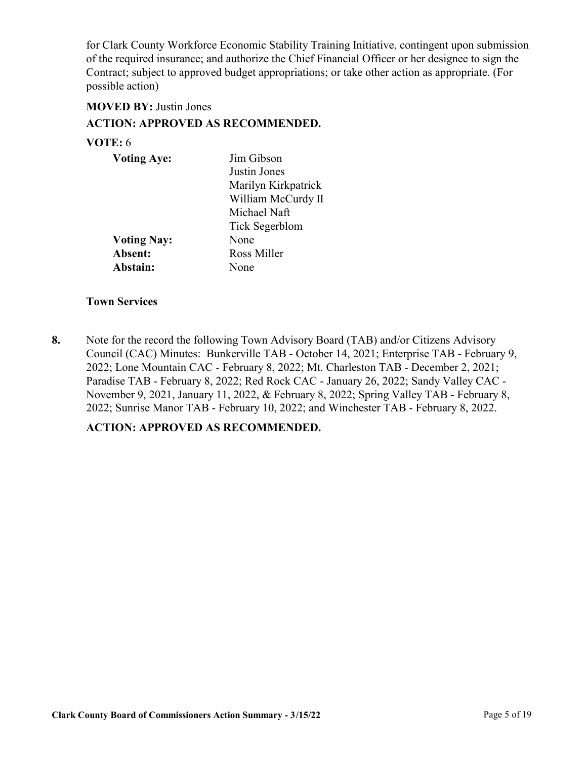for Clark County Workforce Economic Stability Training Initiative, contingent upon submission of the required insurance; and authorize the Chief Financial Officer or her designee to sign the Contract; subject to approved budget appropriations; or take other action as appropriate. (For possible action)

**MOVED BY:** Justin Jones

**ACTION: APPROVED AS RECOMMENDED.**

**VOTE:** 6

| | |
|---|---|
| **Voting Aye:** | Jim Gibson<br>Justin Jones<br>Marilyn Kirkpatrick<br>William McCurdy II<br>Michael Naft<br>Tick Segerblom |
| **Voting Nay:** | None |
| **Absent:** | Ross Miller |
| **Abstain:** | None |

**Town Services**

**8.** Note for the record the following Town Advisory Board (TAB) and/or Citizens Advisory Council (CAC) Minutes: Bunkerville TAB - October 14, 2021; Enterprise TAB - February 9, 2022; Lone Mountain CAC - February 8, 2022; Mt. Charleston TAB - December 2, 2021; Paradise TAB - February 8, 2022; Red Rock CAC - January 26, 2022; Sandy Valley CAC - November 9, 2021, January 11, 2022, & February 8, 2022; Spring Valley TAB - February 8, 2022; Sunrise Manor TAB - February 10, 2022; and Winchester TAB - February 8, 2022.

**ACTION: APPROVED AS RECOMMENDED.**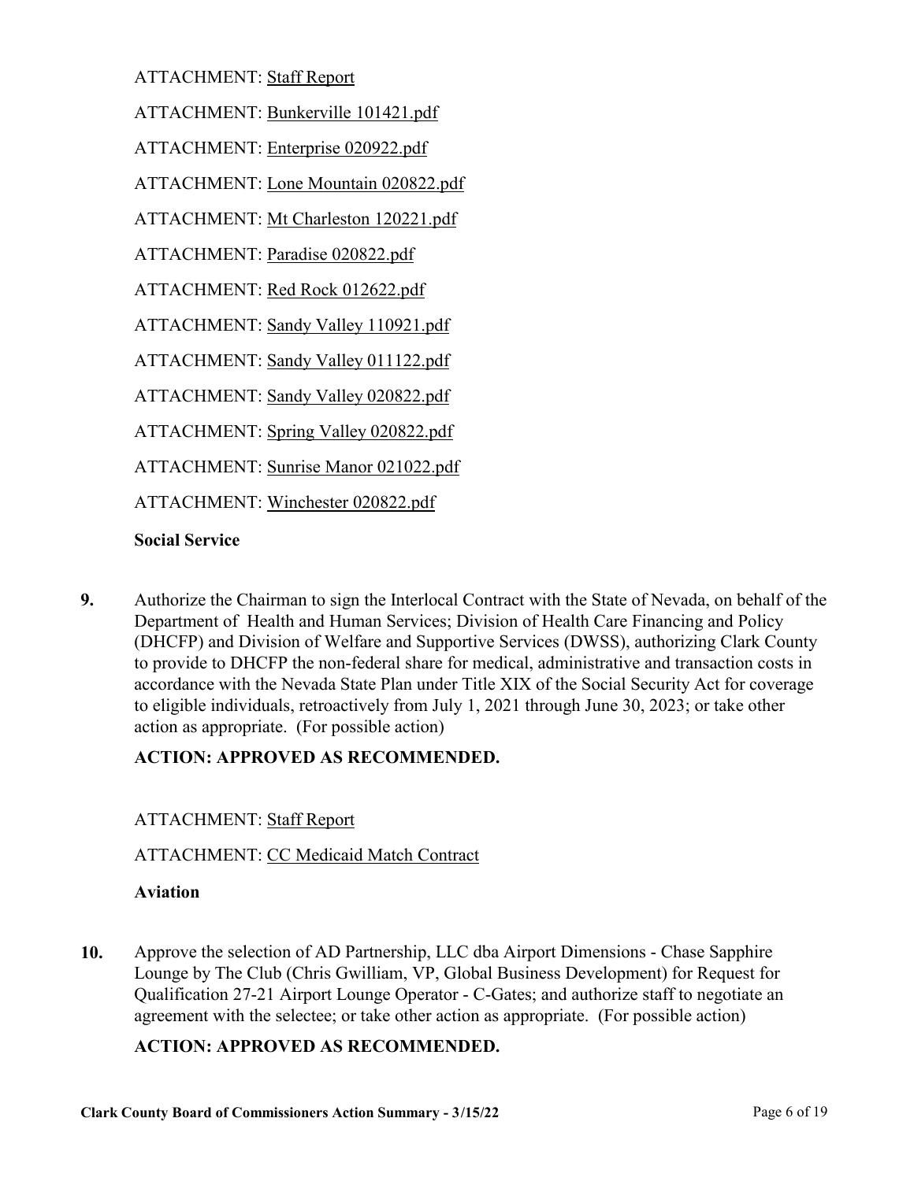ATTACHMENT: Staff Report

ATTACHMENT: Bunkerville 101421.pdf

ATTACHMENT: Enterprise 020922.pdf

ATTACHMENT: Lone Mountain 020822.pdf

ATTACHMENT: Mt Charleston 120221.pdf

ATTACHMENT: Paradise 020822.pdf

ATTACHMENT: Red Rock 012622.pdf

ATTACHMENT: Sandy Valley 110921.pdf

ATTACHMENT: Sandy Valley 011122.pdf

ATTACHMENT: Sandy Valley 020822.pdf

ATTACHMENT: Spring Valley 020822.pdf

ATTACHMENT: Sunrise Manor 021022.pdf

ATTACHMENT: Winchester 020822.pdf

**Social Service**

**9.** Authorize the Chairman to sign the Interlocal Contract with the State of Nevada, on behalf of the Department of Health and Human Services; Division of Health Care Financing and Policy (DHCFP) and Division of Welfare and Supportive Services (DWSS), authorizing Clark County to provide to DHCFP the non-federal share for medical, administrative and transaction costs in accordance with the Nevada State Plan under Title XIX of the Social Security Act for coverage to eligible individuals, retroactively from July 1, 2021 through June 30, 2023; or take other action as appropriate. (For possible action)

**ACTION: APPROVED AS RECOMMENDED.**

ATTACHMENT: Staff Report

ATTACHMENT: CC Medicaid Match Contract

**Aviation**

**10.** Approve the selection of AD Partnership, LLC dba Airport Dimensions - Chase Sapphire Lounge by The Club (Chris Gwilliam, VP, Global Business Development) for Request for Qualification 27-21 Airport Lounge Operator - C-Gates; and authorize staff to negotiate an agreement with the selectee; or take other action as appropriate. (For possible action)

**ACTION: APPROVED AS RECOMMENDED.**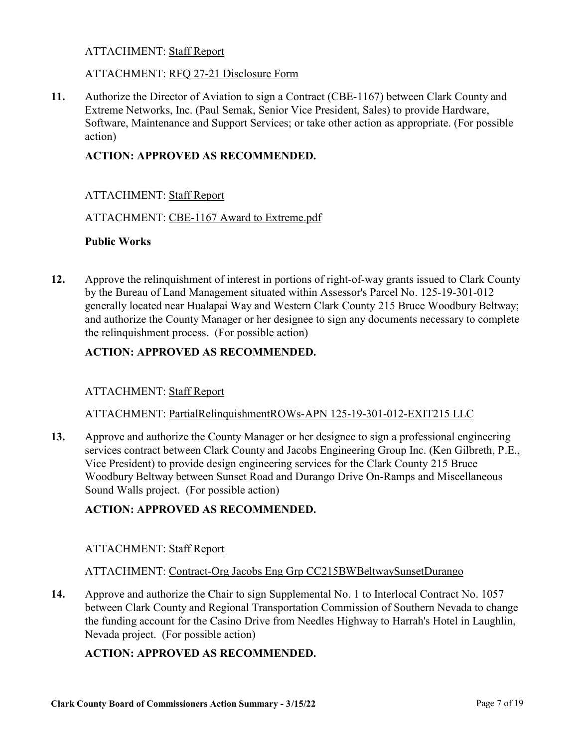ATTACHMENT: Staff Report

ATTACHMENT: RFQ 27-21 Disclosure Form

**11.** Authorize the Director of Aviation to sign a Contract (CBE-1167) between Clark County and Extreme Networks, Inc. (Paul Semak, Senior Vice President, Sales) to provide Hardware, Software, Maintenance and Support Services; or take other action as appropriate. (For possible action)

**ACTION: APPROVED AS RECOMMENDED.**

ATTACHMENT: Staff Report

ATTACHMENT: CBE-1167 Award to Extreme.pdf

**Public Works**

**12.** Approve the relinquishment of interest in portions of right-of-way grants issued to Clark County by the Bureau of Land Management situated within Assessor's Parcel No. 125-19-301-012 generally located near Hualapai Way and Western Clark County 215 Bruce Woodbury Beltway; and authorize the County Manager or her designee to sign any documents necessary to complete the relinquishment process. (For possible action)

**ACTION: APPROVED AS RECOMMENDED.**

ATTACHMENT: Staff Report

ATTACHMENT: PartialRelinquishmentROWs-APN 125-19-301-012-EXIT215 LLC

**13.** Approve and authorize the County Manager or her designee to sign a professional engineering services contract between Clark County and Jacobs Engineering Group Inc. (Ken Gilbreth, P.E., Vice President) to provide design engineering services for the Clark County 215 Bruce Woodbury Beltway between Sunset Road and Durango Drive On-Ramps and Miscellaneous Sound Walls project. (For possible action)

**ACTION: APPROVED AS RECOMMENDED.**

ATTACHMENT: Staff Report

ATTACHMENT: Contract-Org Jacobs Eng Grp CC215BWBeltwaySunsetDurango

**14.** Approve and authorize the Chair to sign Supplemental No. 1 to Interlocal Contract No. 1057 between Clark County and Regional Transportation Commission of Southern Nevada to change the funding account for the Casino Drive from Needles Highway to Harrah's Hotel in Laughlin, Nevada project. (For possible action)

**ACTION: APPROVED AS RECOMMENDED.**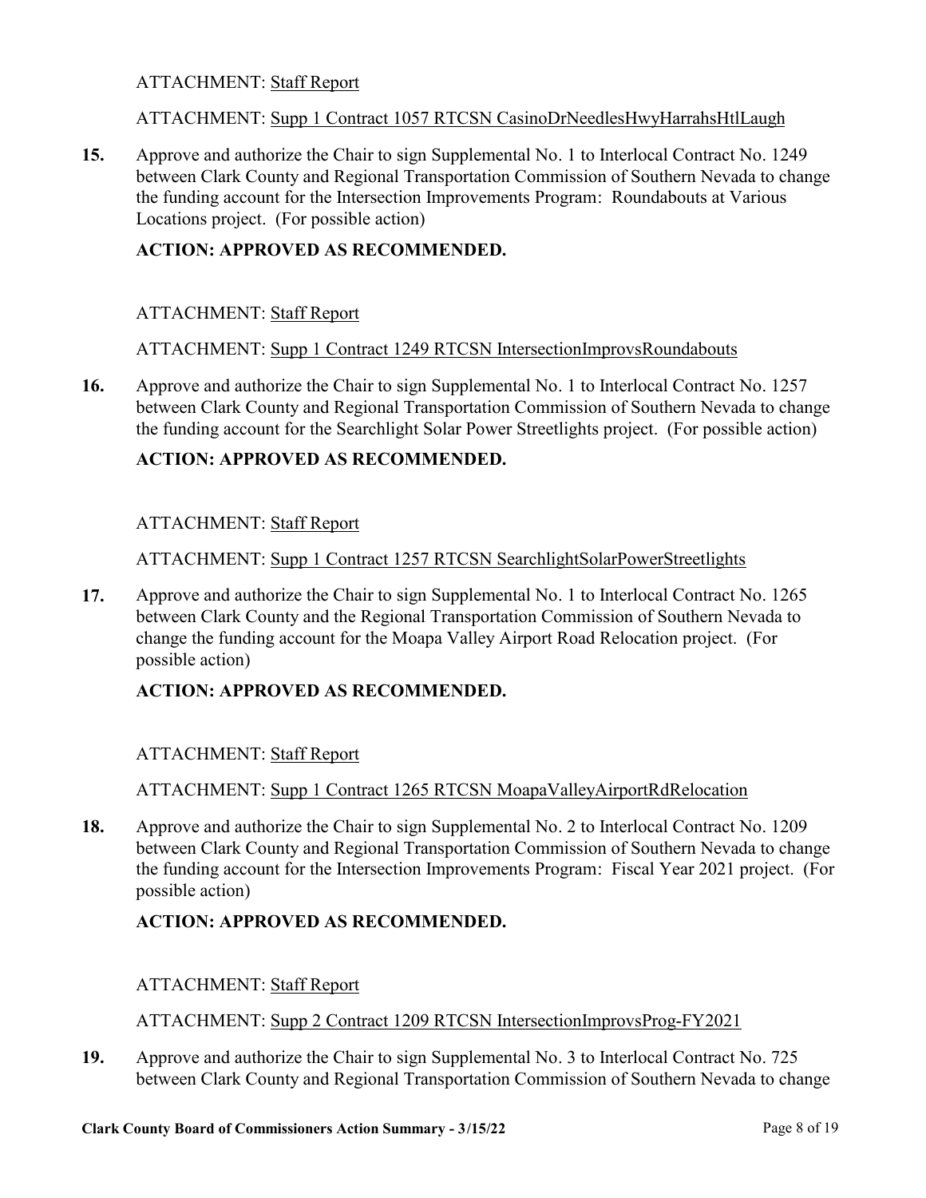ATTACHMENT: Staff Report

ATTACHMENT: Supp 1 Contract 1057 RTCSN CasinoDrNeedlesHwyHarrahsHtlLaugh

**15.** Approve and authorize the Chair to sign Supplemental No. 1 to Interlocal Contract No. 1249 between Clark County and Regional Transportation Commission of Southern Nevada to change the funding account for the Intersection Improvements Program: Roundabouts at Various Locations project. (For possible action)

**ACTION: APPROVED AS RECOMMENDED.**

ATTACHMENT: Staff Report

ATTACHMENT: Supp 1 Contract 1249 RTCSN IntersectionImprovsRoundabouts

**16.** Approve and authorize the Chair to sign Supplemental No. 1 to Interlocal Contract No. 1257 between Clark County and Regional Transportation Commission of Southern Nevada to change the funding account for the Searchlight Solar Power Streetlights project. (For possible action)

**ACTION: APPROVED AS RECOMMENDED.**

ATTACHMENT: Staff Report

ATTACHMENT: Supp 1 Contract 1257 RTCSN SearchlightSolarPowerStreetlights

**17.** Approve and authorize the Chair to sign Supplemental No. 1 to Interlocal Contract No. 1265 between Clark County and the Regional Transportation Commission of Southern Nevada to change the funding account for the Moapa Valley Airport Road Relocation project. (For possible action)

**ACTION: APPROVED AS RECOMMENDED.**

ATTACHMENT: Staff Report

ATTACHMENT: Supp 1 Contract 1265 RTCSN MoapaValleyAirportRdRelocation

**18.** Approve and authorize the Chair to sign Supplemental No. 2 to Interlocal Contract No. 1209 between Clark County and Regional Transportation Commission of Southern Nevada to change the funding account for the Intersection Improvements Program: Fiscal Year 2021 project. (For possible action)

**ACTION: APPROVED AS RECOMMENDED.**

ATTACHMENT: Staff Report

ATTACHMENT: Supp 2 Contract 1209 RTCSN IntersectionImprovsProg-FY2021

**19.** Approve and authorize the Chair to sign Supplemental No. 3 to Interlocal Contract No. 725 between Clark County and Regional Transportation Commission of Southern Nevada to change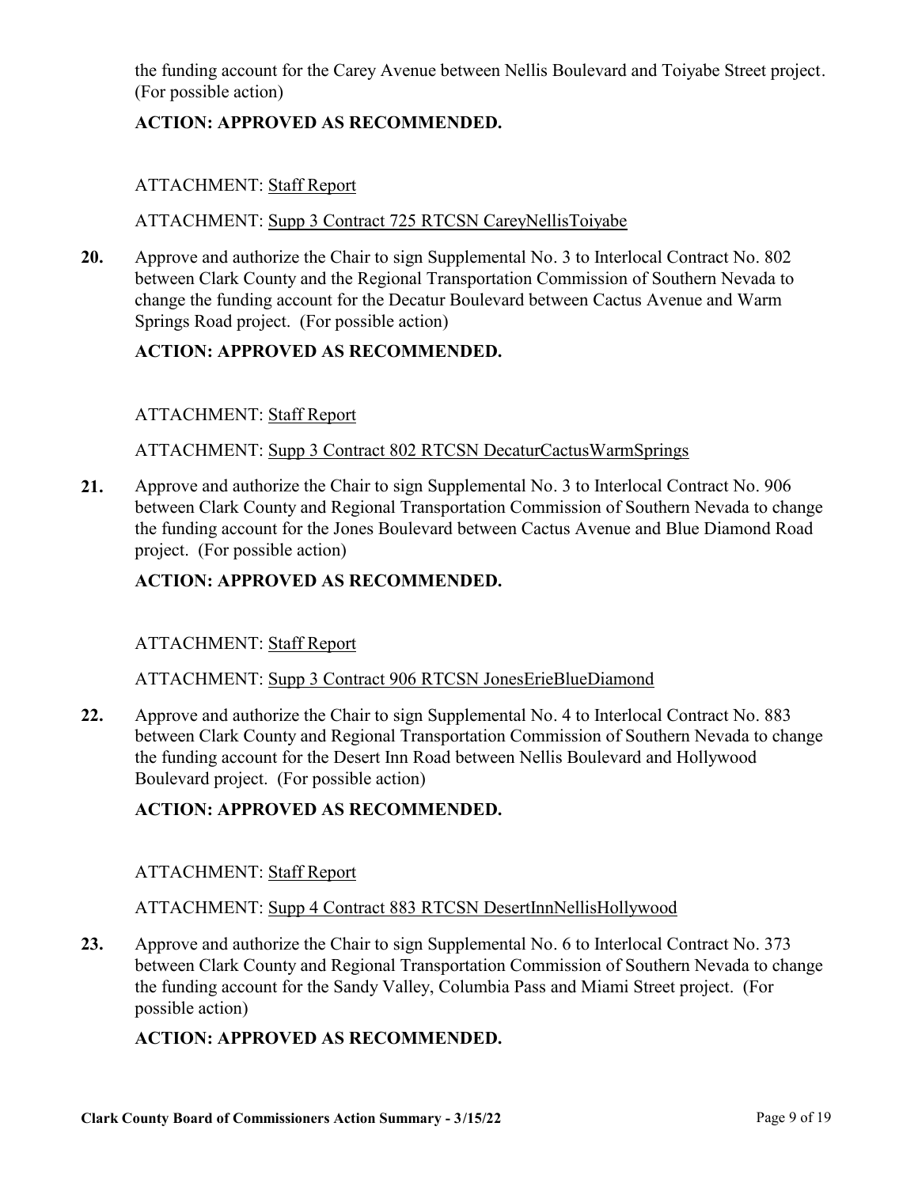the funding account for the Carey Avenue between Nellis Boulevard and Toiyabe Street project. (For possible action)

**ACTION: APPROVED AS RECOMMENDED.**

ATTACHMENT: Staff Report

ATTACHMENT: Supp 3 Contract 725 RTCSN CareyNellisToiyabe

**20.** Approve and authorize the Chair to sign Supplemental No. 3 to Interlocal Contract No. 802 between Clark County and the Regional Transportation Commission of Southern Nevada to change the funding account for the Decatur Boulevard between Cactus Avenue and Warm Springs Road project. (For possible action)

**ACTION: APPROVED AS RECOMMENDED.**

ATTACHMENT: Staff Report

ATTACHMENT: Supp 3 Contract 802 RTCSN DecaturCactusWarmSprings

**21.** Approve and authorize the Chair to sign Supplemental No. 3 to Interlocal Contract No. 906 between Clark County and Regional Transportation Commission of Southern Nevada to change the funding account for the Jones Boulevard between Cactus Avenue and Blue Diamond Road project. (For possible action)

**ACTION: APPROVED AS RECOMMENDED.**

ATTACHMENT: Staff Report

ATTACHMENT: Supp 3 Contract 906 RTCSN JonesErieBlueDiamond

**22.** Approve and authorize the Chair to sign Supplemental No. 4 to Interlocal Contract No. 883 between Clark County and Regional Transportation Commission of Southern Nevada to change the funding account for the Desert Inn Road between Nellis Boulevard and Hollywood Boulevard project. (For possible action)

**ACTION: APPROVED AS RECOMMENDED.**

ATTACHMENT: Staff Report

ATTACHMENT: Supp 4 Contract 883 RTCSN DesertInnNellisHollywood

**23.** Approve and authorize the Chair to sign Supplemental No. 6 to Interlocal Contract No. 373 between Clark County and Regional Transportation Commission of Southern Nevada to change the funding account for the Sandy Valley, Columbia Pass and Miami Street project. (For possible action)

**ACTION: APPROVED AS RECOMMENDED.**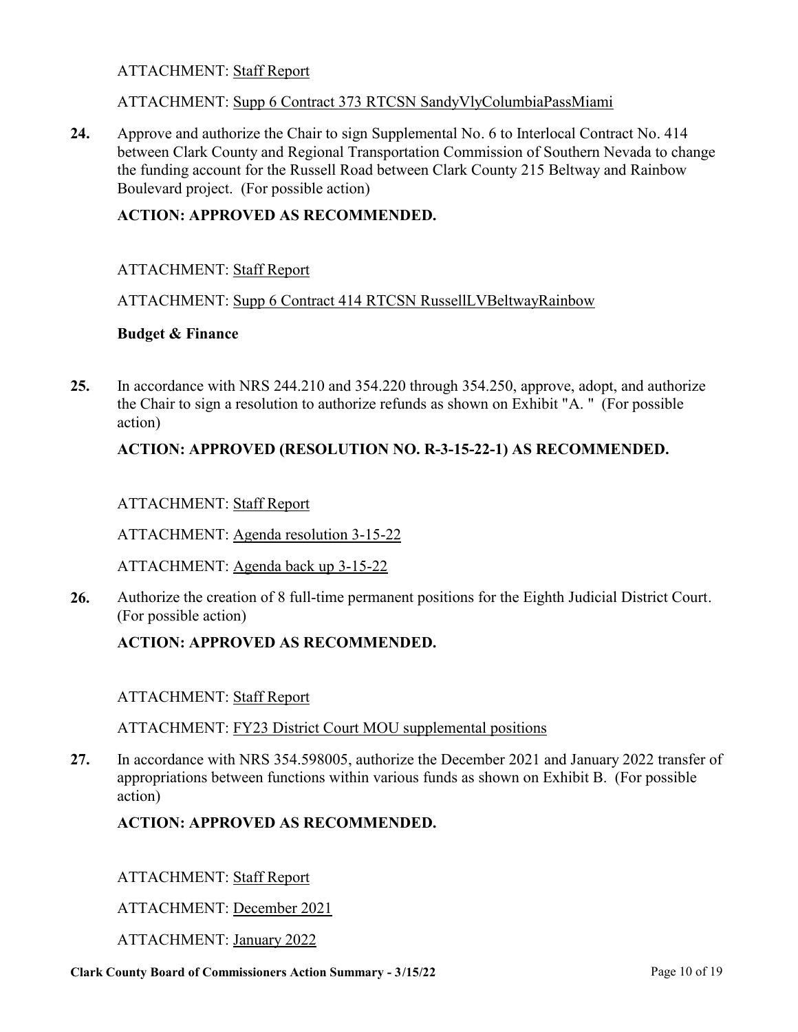ATTACHMENT: Staff Report

ATTACHMENT: Supp 6 Contract 373 RTCSN SandyVlyColumbiaPassMiami

**24.** Approve and authorize the Chair to sign Supplemental No. 6 to Interlocal Contract No. 414 between Clark County and Regional Transportation Commission of Southern Nevada to change the funding account for the Russell Road between Clark County 215 Beltway and Rainbow Boulevard project. (For possible action)

**ACTION: APPROVED AS RECOMMENDED.**

ATTACHMENT: Staff Report

ATTACHMENT: Supp 6 Contract 414 RTCSN RussellLVBeltwayRainbow

**Budget & Finance**

**25.** In accordance with NRS 244.210 and 354.220 through 354.250, approve, adopt, and authorize the Chair to sign a resolution to authorize refunds as shown on Exhibit "A. " (For possible action)

**ACTION: APPROVED (RESOLUTION NO. R-3-15-22-1) AS RECOMMENDED.**

ATTACHMENT: Staff Report

ATTACHMENT: Agenda resolution 3-15-22

ATTACHMENT: Agenda back up 3-15-22

**26.** Authorize the creation of 8 full-time permanent positions for the Eighth Judicial District Court. (For possible action)

**ACTION: APPROVED AS RECOMMENDED.**

ATTACHMENT: Staff Report

ATTACHMENT: FY23 District Court MOU supplemental positions

**27.** In accordance with NRS 354.598005, authorize the December 2021 and January 2022 transfer of appropriations between functions within various funds as shown on Exhibit B. (For possible action)

**ACTION: APPROVED AS RECOMMENDED.**

ATTACHMENT: Staff Report

ATTACHMENT: December 2021

ATTACHMENT: January 2022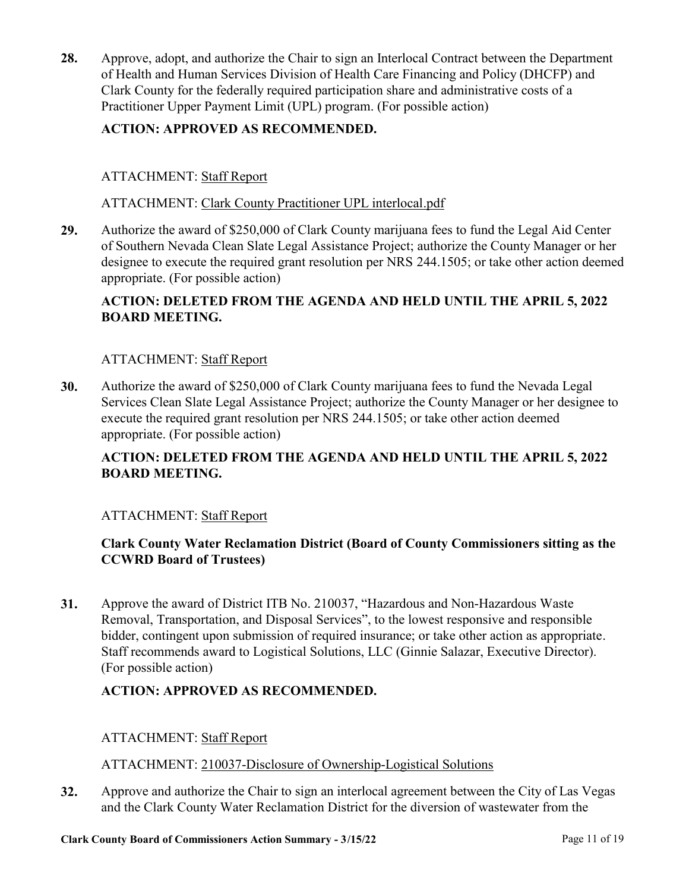**28.** Approve, adopt, and authorize the Chair to sign an Interlocal Contract between the Department of Health and Human Services Division of Health Care Financing and Policy (DHCFP) and Clark County for the federally required participation share and administrative costs of a Practitioner Upper Payment Limit (UPL) program. (For possible action)

**ACTION: APPROVED AS RECOMMENDED.**

ATTACHMENT: Staff Report

ATTACHMENT: Clark County Practitioner UPL interlocal.pdf

**29.** Authorize the award of $250,000 of Clark County marijuana fees to fund the Legal Aid Center of Southern Nevada Clean Slate Legal Assistance Project; authorize the County Manager or her designee to execute the required grant resolution per NRS 244.1505; or take other action deemed appropriate. (For possible action)

**ACTION: DELETED FROM THE AGENDA AND HELD UNTIL THE APRIL 5, 2022 BOARD MEETING.**

ATTACHMENT: Staff Report

**30.** Authorize the award of $250,000 of Clark County marijuana fees to fund the Nevada Legal Services Clean Slate Legal Assistance Project; authorize the County Manager or her designee to execute the required grant resolution per NRS 244.1505; or take other action deemed appropriate. (For possible action)

**ACTION: DELETED FROM THE AGENDA AND HELD UNTIL THE APRIL 5, 2022 BOARD MEETING.**

ATTACHMENT: Staff Report

**Clark County Water Reclamation District (Board of County Commissioners sitting as the CCWRD Board of Trustees)**

**31.** Approve the award of District ITB No. 210037, "Hazardous and Non-Hazardous Waste Removal, Transportation, and Disposal Services", to the lowest responsive and responsible bidder, contingent upon submission of required insurance; or take other action as appropriate. Staff recommends award to Logistical Solutions, LLC (Ginnie Salazar, Executive Director). (For possible action)

**ACTION: APPROVED AS RECOMMENDED.**

ATTACHMENT: Staff Report

ATTACHMENT: 210037-Disclosure of Ownership-Logistical Solutions

**32.** Approve and authorize the Chair to sign an interlocal agreement between the City of Las Vegas and the Clark County Water Reclamation District for the diversion of wastewater from the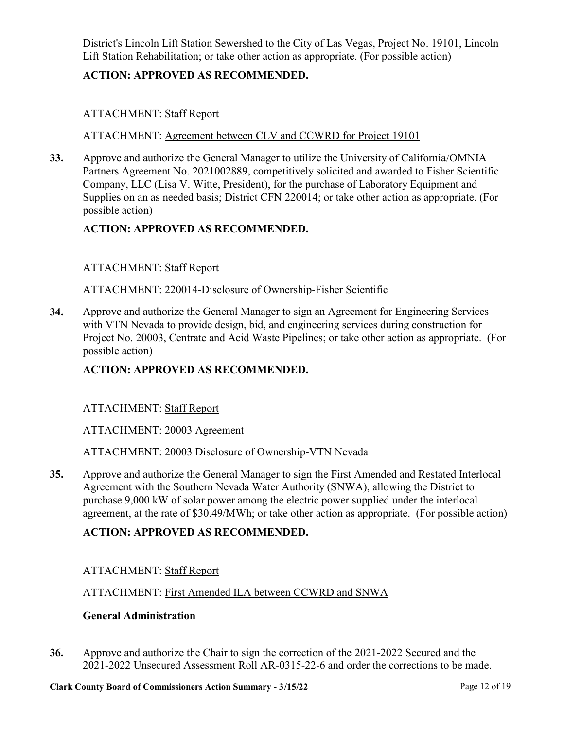District's Lincoln Lift Station Sewershed to the City of Las Vegas, Project No. 19101, Lincoln Lift Station Rehabilitation; or take other action as appropriate. (For possible action)

**ACTION: APPROVED AS RECOMMENDED.**

ATTACHMENT: Staff Report

ATTACHMENT: Agreement between CLV and CCWRD for Project 19101

**33.** Approve and authorize the General Manager to utilize the University of California/OMNIA Partners Agreement No. 2021002889, competitively solicited and awarded to Fisher Scientific Company, LLC (Lisa V. Witte, President), for the purchase of Laboratory Equipment and Supplies on an as needed basis; District CFN 220014; or take other action as appropriate. (For possible action)

**ACTION: APPROVED AS RECOMMENDED.**

ATTACHMENT: Staff Report

ATTACHMENT: 220014-Disclosure of Ownership-Fisher Scientific

**34.** Approve and authorize the General Manager to sign an Agreement for Engineering Services with VTN Nevada to provide design, bid, and engineering services during construction for Project No. 20003, Centrate and Acid Waste Pipelines; or take other action as appropriate. (For possible action)

**ACTION: APPROVED AS RECOMMENDED.**

ATTACHMENT: Staff Report

ATTACHMENT: 20003 Agreement

ATTACHMENT: 20003 Disclosure of Ownership-VTN Nevada

**35.** Approve and authorize the General Manager to sign the First Amended and Restated Interlocal Agreement with the Southern Nevada Water Authority (SNWA), allowing the District to purchase 9,000 kW of solar power among the electric power supplied under the interlocal agreement, at the rate of $30.49/MWh; or take other action as appropriate. (For possible action)

**ACTION: APPROVED AS RECOMMENDED.**

ATTACHMENT: Staff Report

ATTACHMENT: First Amended ILA between CCWRD and SNWA

### General Administration

**36.** Approve and authorize the Chair to sign the correction of the 2021-2022 Secured and the 2021-2022 Unsecured Assessment Roll AR-0315-22-6 and order the corrections to be made.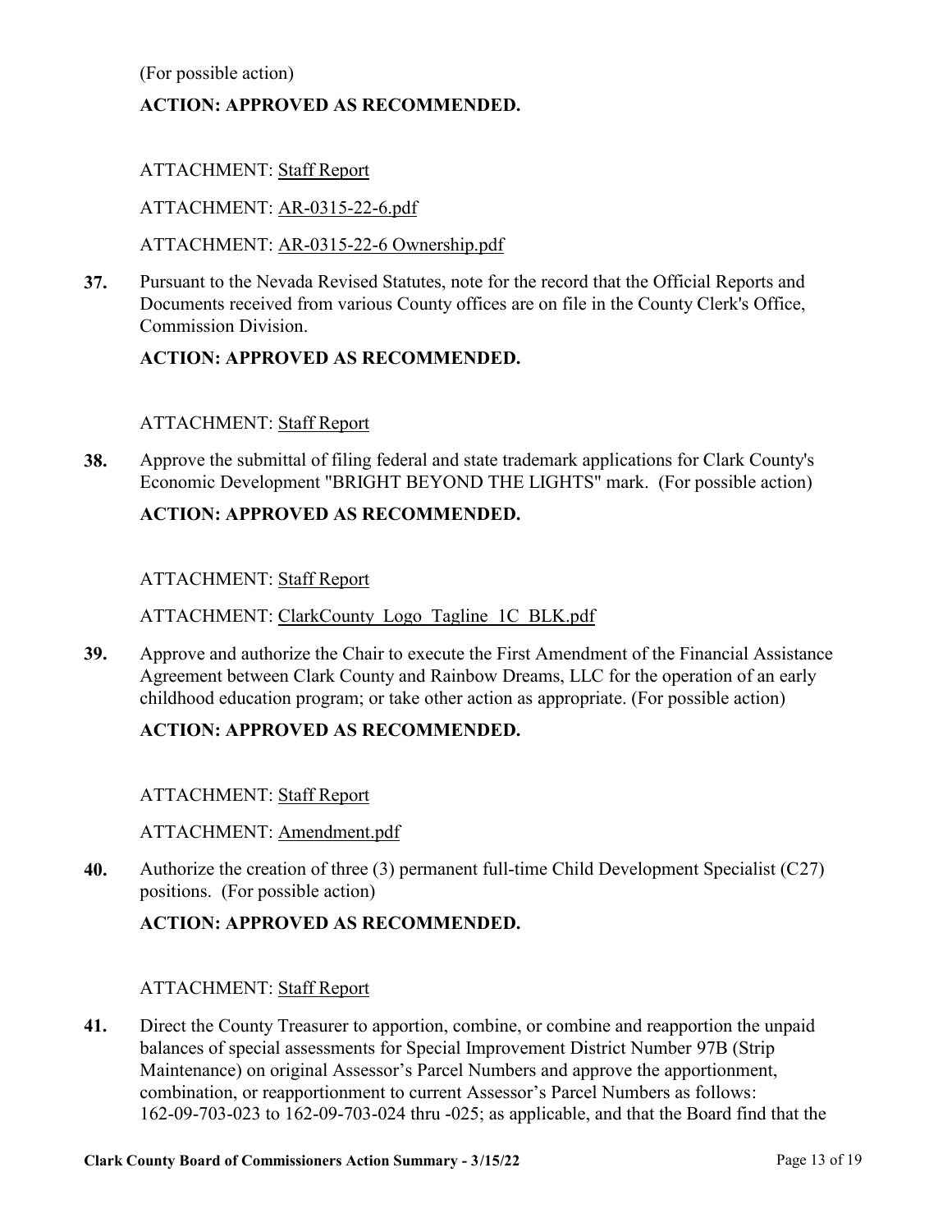(For possible action)

**ACTION: APPROVED AS RECOMMENDED.**

ATTACHMENT: Staff Report

ATTACHMENT: AR-0315-22-6.pdf

ATTACHMENT: AR-0315-22-6 Ownership.pdf

**37.** Pursuant to the Nevada Revised Statutes, note for the record that the Official Reports and Documents received from various County offices are on file in the County Clerk's Office, Commission Division.

**ACTION: APPROVED AS RECOMMENDED.**

ATTACHMENT: Staff Report

**38.** Approve the submittal of filing federal and state trademark applications for Clark County's Economic Development "BRIGHT BEYOND THE LIGHTS" mark. (For possible action)

**ACTION: APPROVED AS RECOMMENDED.**

ATTACHMENT: Staff Report

ATTACHMENT: ClarkCounty_Logo_Tagline_1C_BLK.pdf

**39.** Approve and authorize the Chair to execute the First Amendment of the Financial Assistance Agreement between Clark County and Rainbow Dreams, LLC for the operation of an early childhood education program; or take other action as appropriate. (For possible action)

**ACTION: APPROVED AS RECOMMENDED.**

ATTACHMENT: Staff Report

ATTACHMENT: Amendment.pdf

**40.** Authorize the creation of three (3) permanent full-time Child Development Specialist (C27) positions. (For possible action)

**ACTION: APPROVED AS RECOMMENDED.**

ATTACHMENT: Staff Report

**41.** Direct the County Treasurer to apportion, combine, or combine and reapportion the unpaid balances of special assessments for Special Improvement District Number 97B (Strip Maintenance) on original Assessor's Parcel Numbers and approve the apportionment, combination, or reapportionment to current Assessor's Parcel Numbers as follows: 162-09-703-023 to 162-09-703-024 thru -025; as applicable, and that the Board find that the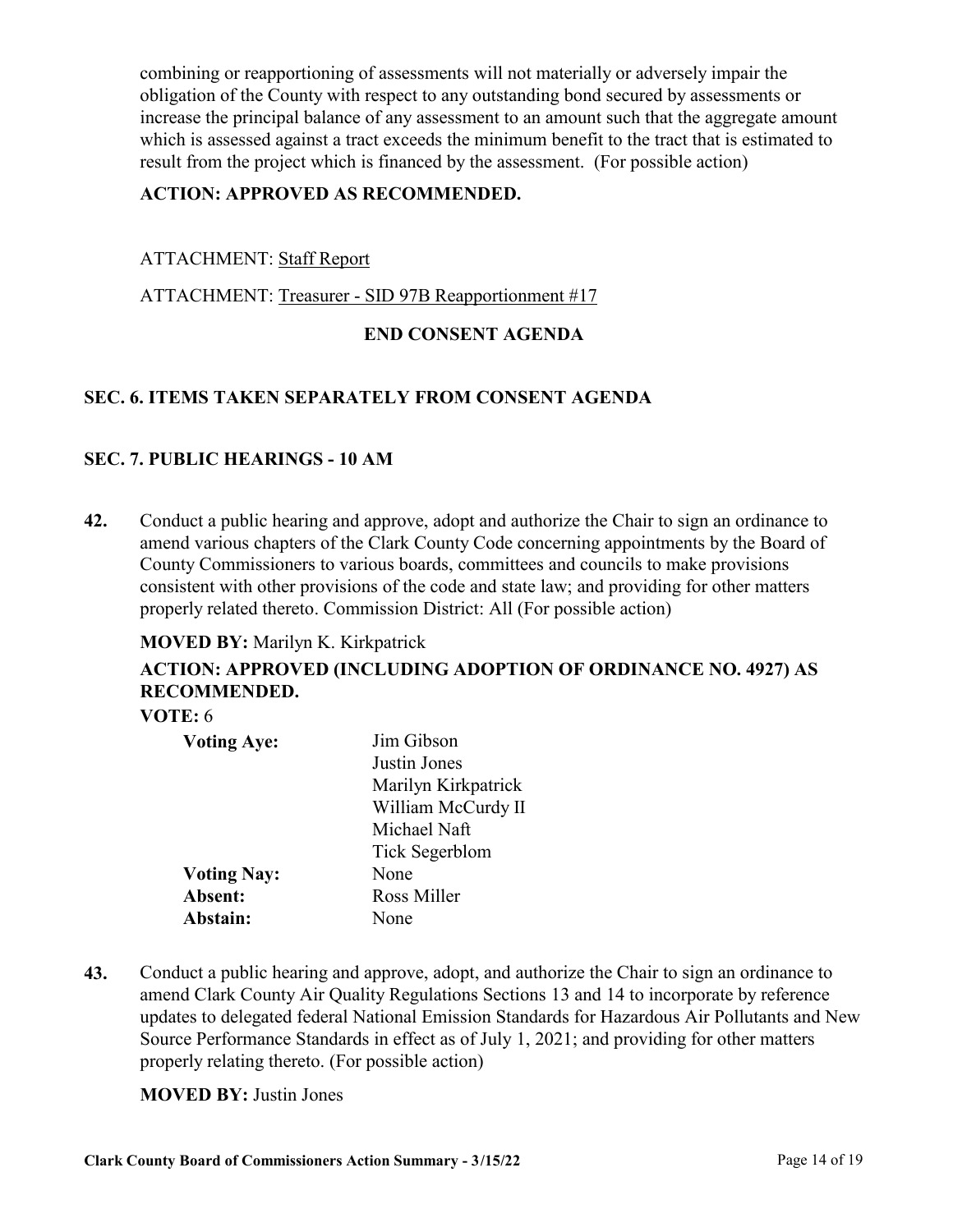combining or reapportioning of assessments will not materially or adversely impair the obligation of the County with respect to any outstanding bond secured by assessments or increase the principal balance of any assessment to an amount such that the aggregate amount which is assessed against a tract exceeds the minimum benefit to the tract that is estimated to result from the project which is financed by the assessment. (For possible action)

**ACTION: APPROVED AS RECOMMENDED.**

ATTACHMENT: Staff Report

ATTACHMENT: Treasurer - SID 97B Reapportionment #17

**END CONSENT AGENDA**

## SEC. 6. ITEMS TAKEN SEPARATELY FROM CONSENT AGENDA

## SEC. 7. PUBLIC HEARINGS - 10 AM

**42.** Conduct a public hearing and approve, adopt and authorize the Chair to sign an ordinance to amend various chapters of the Clark County Code concerning appointments by the Board of County Commissioners to various boards, committees and councils to make provisions consistent with other provisions of the code and state law; and providing for other matters properly related thereto. Commission District: All (For possible action)

**MOVED BY:** Marilyn K. Kirkpatrick

**ACTION: APPROVED (INCLUDING ADOPTION OF ORDINANCE NO. 4927) AS RECOMMENDED.**

**VOTE:** 6

| | |
|---|---|
| **Voting Aye:** | Jim Gibson<br>Justin Jones<br>Marilyn Kirkpatrick<br>William McCurdy II<br>Michael Naft<br>Tick Segerblom |
| **Voting Nay:** | None |
| **Absent:** | Ross Miller |
| **Abstain:** | None |

**43.** Conduct a public hearing and approve, adopt, and authorize the Chair to sign an ordinance to amend Clark County Air Quality Regulations Sections 13 and 14 to incorporate by reference updates to delegated federal National Emission Standards for Hazardous Air Pollutants and New Source Performance Standards in effect as of July 1, 2021; and providing for other matters properly relating thereto. (For possible action)

**MOVED BY:** Justin Jones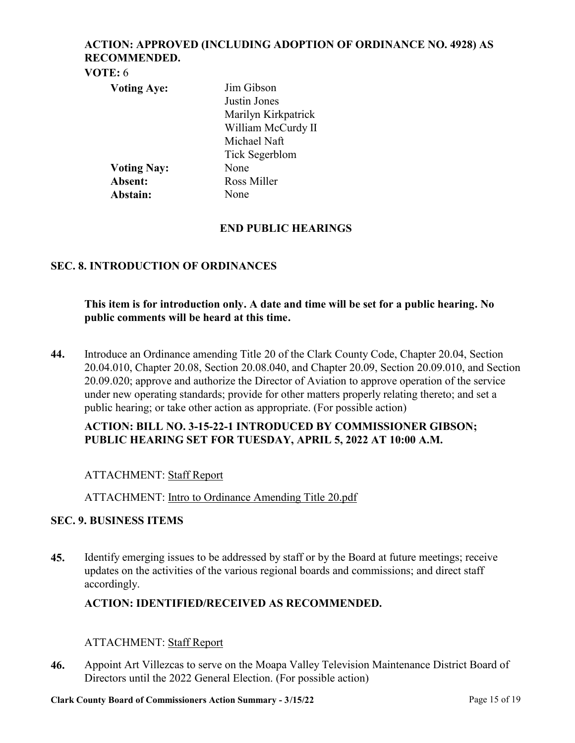**ACTION: APPROVED (INCLUDING ADOPTION OF ORDINANCE NO. 4928) AS RECOMMENDED.**

**VOTE:** 6

| | |
|---|---|
| **Voting Aye:** | Jim Gibson<br>Justin Jones<br>Marilyn Kirkpatrick<br>William McCurdy II<br>Michael Naft<br>Tick Segerblom |
| **Voting Nay:** | None |
| **Absent:** | Ross Miller |
| **Abstain:** | None |

**END PUBLIC HEARINGS**

## SEC. 8. INTRODUCTION OF ORDINANCES

**This item is for introduction only. A date and time will be set for a public hearing. No public comments will be heard at this time.**

**44.** Introduce an Ordinance amending Title 20 of the Clark County Code, Chapter 20.04, Section 20.04.010, Chapter 20.08, Section 20.08.040, and Chapter 20.09, Section 20.09.010, and Section 20.09.020; approve and authorize the Director of Aviation to approve operation of the service under new operating standards; provide for other matters properly relating thereto; and set a public hearing; or take other action as appropriate. (For possible action)

**ACTION: BILL NO. 3-15-22-1 INTRODUCED BY COMMISSIONER GIBSON; PUBLIC HEARING SET FOR TUESDAY, APRIL 5, 2022 AT 10:00 A.M.**

ATTACHMENT: Staff Report

ATTACHMENT: Intro to Ordinance Amending Title 20.pdf

## SEC. 9. BUSINESS ITEMS

**45.** Identify emerging issues to be addressed by staff or by the Board at future meetings; receive updates on the activities of the various regional boards and commissions; and direct staff accordingly.

**ACTION: IDENTIFIED/RECEIVED AS RECOMMENDED.**

ATTACHMENT: Staff Report

**46.** Appoint Art Villezcas to serve on the Moapa Valley Television Maintenance District Board of Directors until the 2022 General Election. (For possible action)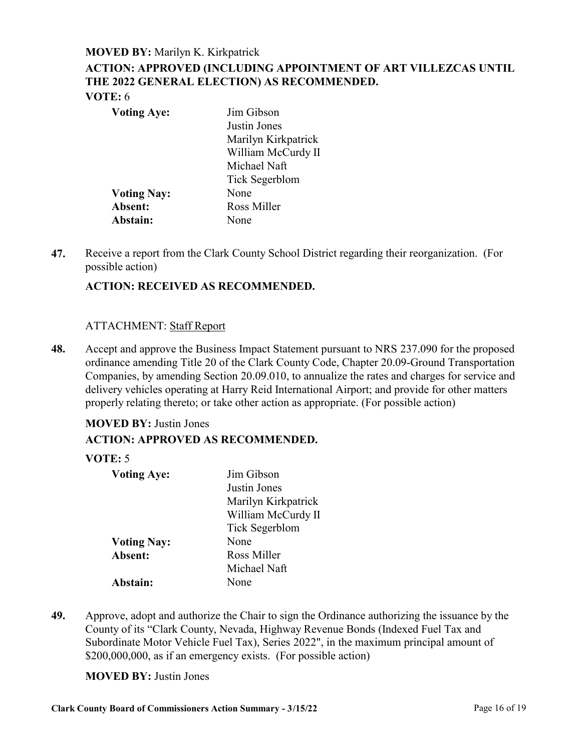**MOVED BY:** Marilyn K. Kirkpatrick

**ACTION: APPROVED (INCLUDING APPOINTMENT OF ART VILLEZCAS UNTIL THE 2022 GENERAL ELECTION) AS RECOMMENDED.**

**VOTE:** 6

| | |
|---|---|
| **Voting Aye:** | Jim Gibson<br>Justin Jones<br>Marilyn Kirkpatrick<br>William McCurdy II<br>Michael Naft<br>Tick Segerblom |
| **Voting Nay:** | None |
| **Absent:** | Ross Miller |
| **Abstain:** | None |

**47.** Receive a report from the Clark County School District regarding their reorganization. (For possible action)

**ACTION: RECEIVED AS RECOMMENDED.**

ATTACHMENT: Staff Report

**48.** Accept and approve the Business Impact Statement pursuant to NRS 237.090 for the proposed ordinance amending Title 20 of the Clark County Code, Chapter 20.09-Ground Transportation Companies, by amending Section 20.09.010, to annualize the rates and charges for service and delivery vehicles operating at Harry Reid International Airport; and provide for other matters properly relating thereto; or take other action as appropriate. (For possible action)

**MOVED BY:** Justin Jones

**ACTION: APPROVED AS RECOMMENDED.**

**VOTE:** 5

| | |
|---|---|
| **Voting Aye:** | Jim Gibson<br>Justin Jones<br>Marilyn Kirkpatrick<br>William McCurdy II<br>Tick Segerblom |
| **Voting Nay:** | None |
| **Absent:** | Ross Miller<br>Michael Naft |
| **Abstain:** | None |

**49.** Approve, adopt and authorize the Chair to sign the Ordinance authorizing the issuance by the County of its "Clark County, Nevada, Highway Revenue Bonds (Indexed Fuel Tax and Subordinate Motor Vehicle Fuel Tax), Series 2022", in the maximum principal amount of $200,000,000, as if an emergency exists. (For possible action)

**MOVED BY:** Justin Jones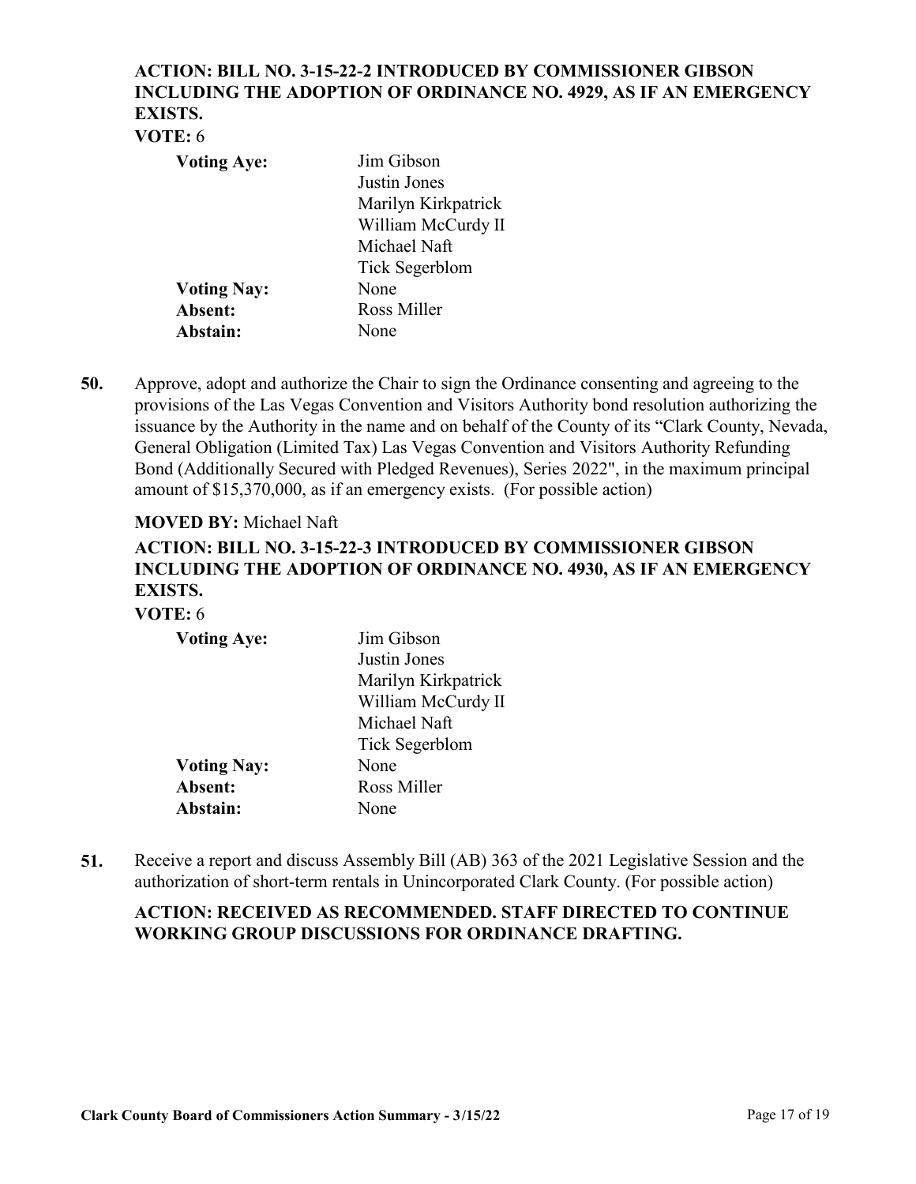**ACTION: BILL NO. 3-15-22-2 INTRODUCED BY COMMISSIONER GIBSON INCLUDING THE ADOPTION OF ORDINANCE NO. 4929, AS IF AN EMERGENCY EXISTS.**

**VOTE:** 6

| | |
|---|---|
| **Voting Aye:** | Jim Gibson<br>Justin Jones<br>Marilyn Kirkpatrick<br>William McCurdy II<br>Michael Naft<br>Tick Segerblom |
| **Voting Nay:** | None |
| **Absent:** | Ross Miller |
| **Abstain:** | None |

**50.** Approve, adopt and authorize the Chair to sign the Ordinance consenting and agreeing to the provisions of the Las Vegas Convention and Visitors Authority bond resolution authorizing the issuance by the Authority in the name and on behalf of the County of its "Clark County, Nevada, General Obligation (Limited Tax) Las Vegas Convention and Visitors Authority Refunding Bond (Additionally Secured with Pledged Revenues), Series 2022", in the maximum principal amount of $15,370,000, as if an emergency exists. (For possible action)

**MOVED BY:** Michael Naft

**ACTION: BILL NO. 3-15-22-3 INTRODUCED BY COMMISSIONER GIBSON INCLUDING THE ADOPTION OF ORDINANCE NO. 4930, AS IF AN EMERGENCY EXISTS.**

**VOTE:** 6

| | |
|---|---|
| **Voting Aye:** | Jim Gibson<br>Justin Jones<br>Marilyn Kirkpatrick<br>William McCurdy II<br>Michael Naft<br>Tick Segerblom |
| **Voting Nay:** | None |
| **Absent:** | Ross Miller |
| **Abstain:** | None |

**51.** Receive a report and discuss Assembly Bill (AB) 363 of the 2021 Legislative Session and the authorization of short-term rentals in Unincorporated Clark County. (For possible action)

**ACTION: RECEIVED AS RECOMMENDED. STAFF DIRECTED TO CONTINUE WORKING GROUP DISCUSSIONS FOR ORDINANCE DRAFTING.**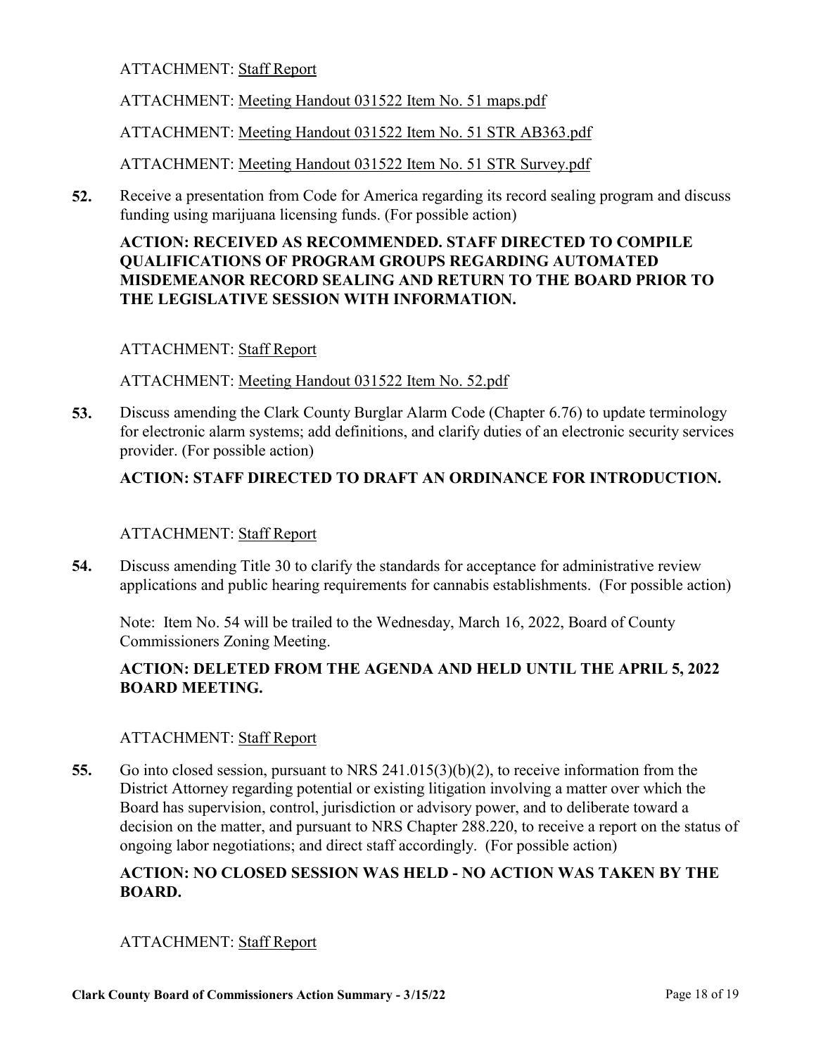ATTACHMENT: Staff Report

ATTACHMENT: Meeting Handout 031522 Item No. 51 maps.pdf

ATTACHMENT: Meeting Handout 031522 Item No. 51 STR AB363.pdf

ATTACHMENT: Meeting Handout 031522 Item No. 51 STR Survey.pdf

**52.** Receive a presentation from Code for America regarding its record sealing program and discuss funding using marijuana licensing funds. (For possible action)

**ACTION: RECEIVED AS RECOMMENDED. STAFF DIRECTED TO COMPILE QUALIFICATIONS OF PROGRAM GROUPS REGARDING AUTOMATED MISDEMEANOR RECORD SEALING AND RETURN TO THE BOARD PRIOR TO THE LEGISLATIVE SESSION WITH INFORMATION.**

ATTACHMENT: Staff Report

ATTACHMENT: Meeting Handout 031522 Item No. 52.pdf

**53.** Discuss amending the Clark County Burglar Alarm Code (Chapter 6.76) to update terminology for electronic alarm systems; add definitions, and clarify duties of an electronic security services provider. (For possible action)

**ACTION: STAFF DIRECTED TO DRAFT AN ORDINANCE FOR INTRODUCTION.**

ATTACHMENT: Staff Report

**54.** Discuss amending Title 30 to clarify the standards for acceptance for administrative review applications and public hearing requirements for cannabis establishments. (For possible action)

Note: Item No. 54 will be trailed to the Wednesday, March 16, 2022, Board of County Commissioners Zoning Meeting.

**ACTION: DELETED FROM THE AGENDA AND HELD UNTIL THE APRIL 5, 2022 BOARD MEETING.**

ATTACHMENT: Staff Report

**55.** Go into closed session, pursuant to NRS 241.015(3)(b)(2), to receive information from the District Attorney regarding potential or existing litigation involving a matter over which the Board has supervision, control, jurisdiction or advisory power, and to deliberate toward a decision on the matter, and pursuant to NRS Chapter 288.220, to receive a report on the status of ongoing labor negotiations; and direct staff accordingly. (For possible action)

**ACTION: NO CLOSED SESSION WAS HELD - NO ACTION WAS TAKEN BY THE BOARD.**

ATTACHMENT: Staff Report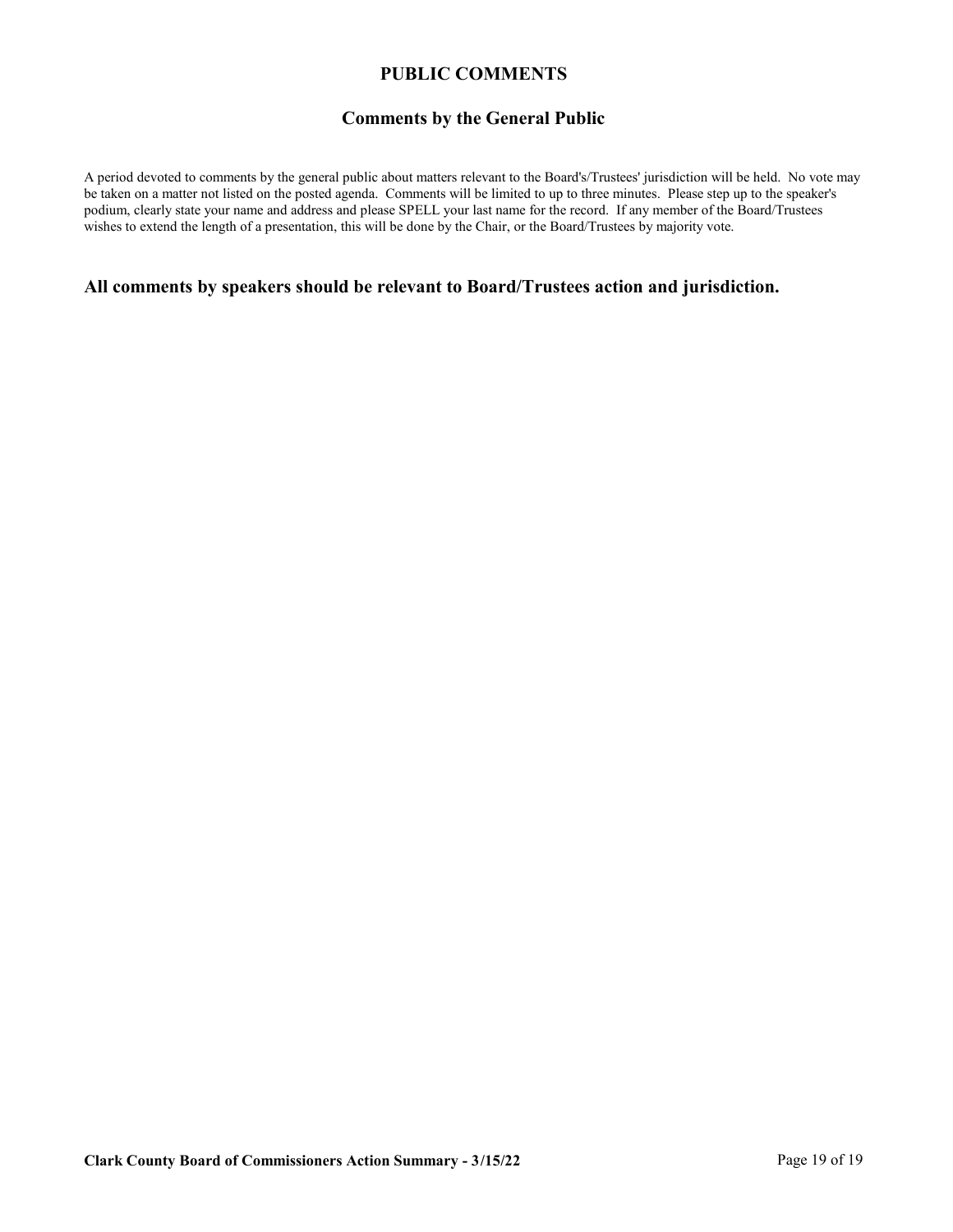# PUBLIC COMMENTS

## Comments by the General Public

A period devoted to comments by the general public about matters relevant to the Board's/Trustees' jurisdiction will be held. No vote may be taken on a matter not listed on the posted agenda. Comments will be limited to up to three minutes. Please step up to the speaker's podium, clearly state your name and address and please SPELL your last name for the record. If any member of the Board/Trustees wishes to extend the length of a presentation, this will be done by the Chair, or the Board/Trustees by majority vote.

### All comments by speakers should be relevant to Board/Trustees action and jurisdiction.